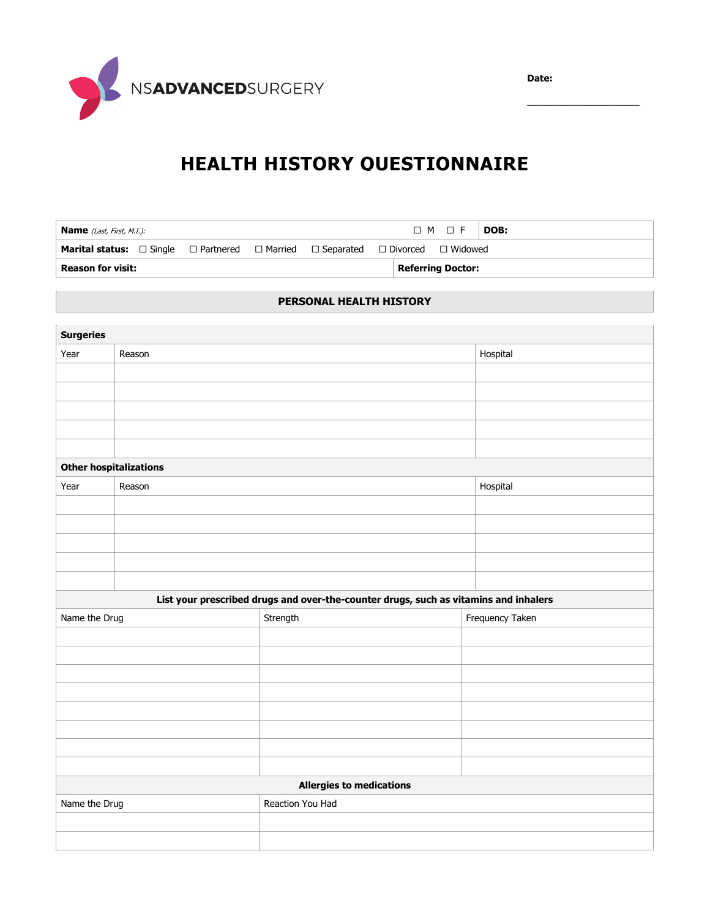NSADVANCEDSURGERY

**Date:** ____________________

# HEALTH HISTORY QUESTIONNAIRE

| **Name** *(Last, First, M.I.):* | ☐ M ☐ F | **DOB:** |
|---|---|---|
| **Marital status:** ☐ Single ☐ Partnered ☐ Married ☐ Separated ☐ Divorced ☐ Widowed | | |
| **Reason for visit:** | **Referring Doctor:** | |

## PERSONAL HEALTH HISTORY

| **Surgeries** | | |
|---|---|---|
| Year | Reason | Hospital |
| | | |
| | | |
| | | |
| | | |
| | | |
| **Other hospitalizations** | | |
| Year | Reason | Hospital |
| | | |
| | | |
| | | |
| | | |
| | | |

| **List your prescribed drugs and over-the-counter drugs, such as vitamins and inhalers** | | |
|---|---|---|
| Name the Drug | Strength | Frequency Taken |
| | | |
| | | |
| | | |
| | | |
| | | |
| | | |
| | | |
| | | |

| **Allergies to medications** | |
|---|---|
| Name the Drug | Reaction You Had |
| | |
| | |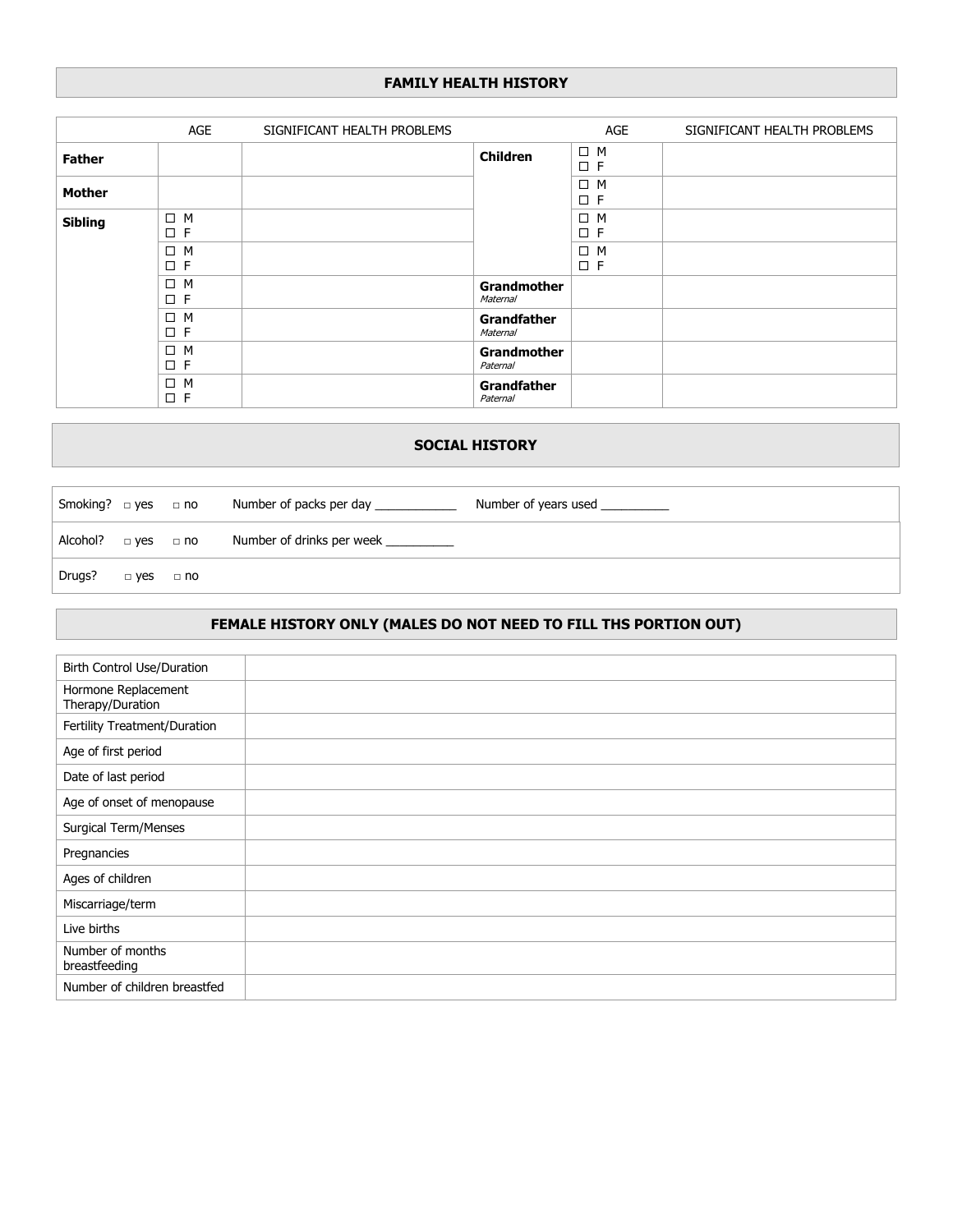## FAMILY HEALTH HISTORY

| | AGE | SIGNIFICANT HEALTH PROBLEMS | | AGE | SIGNIFICANT HEALTH PROBLEMS |
|---|---|---|---|---|---|
| **Father** | | | **Children** | ☐ M ☐ F | |
| **Mother** | | | | ☐ M ☐ F | |
| **Sibling** | ☐ M ☐ F | | | ☐ M ☐ F | |
| | ☐ M ☐ F | | | ☐ M ☐ F | |
| | ☐ M ☐ F | | **Grandmother** *Maternal* | | |
| | ☐ M ☐ F | | **Grandfather** *Maternal* | | |
| | ☐ M ☐ F | | **Grandmother** *Paternal* | | |
| | ☐ M ☐ F | | **Grandfather** *Paternal* | | |

## SOCIAL HISTORY

| | | | | |
|---|---|---|---|---|
| Smoking? | □ yes □ no | Number of packs per day ____________ | Number of years used __________ |
| Alcohol? | □ yes □ no | Number of drinks per week __________ | |
| Drugs? | □ yes □ no | | |

## FEMALE HISTORY ONLY (MALES DO NOT NEED TO FILL THS PORTION OUT)

| | |
|---|---|
| Birth Control Use/Duration | |
| Hormone Replacement Therapy/Duration | |
| Fertility Treatment/Duration | |
| Age of first period | |
| Date of last period | |
| Age of onset of menopause | |
| Surgical Term/Menses | |
| Pregnancies | |
| Ages of children | |
| Miscarriage/term | |
| Live births | |
| Number of months breastfeeding | |
| Number of children breastfed | |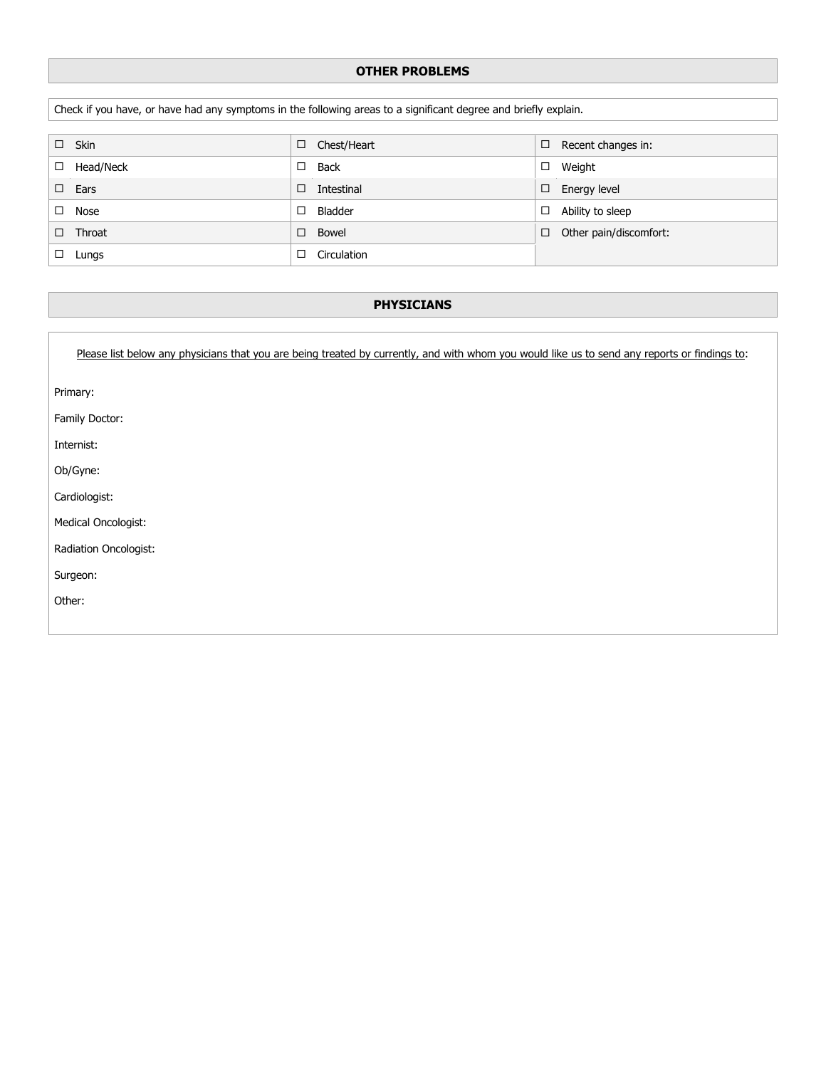## OTHER PROBLEMS

Check if you have, or have had any symptoms in the following areas to a significant degree and briefly explain.

| | | |
|---|---|---|
| ☐ Skin | ☐ Chest/Heart | ☐ Recent changes in: |
| ☐ Head/Neck | ☐ Back | ☐ Weight |
| ☐ Ears | ☐ Intestinal | ☐ Energy level |
| ☐ Nose | ☐ Bladder | ☐ Ability to sleep |
| ☐ Throat | ☐ Bowel | ☐ Other pain/discomfort: |
| ☐ Lungs | ☐ Circulation | |

## PHYSICIANS

Please list below any physicians that you are being treated by currently, and with whom you would like us to send any reports or findings to:

Primary:

Family Doctor:

Internist:

Ob/Gyne:

Cardiologist:

Medical Oncologist:

Radiation Oncologist:

Surgeon:

Other: